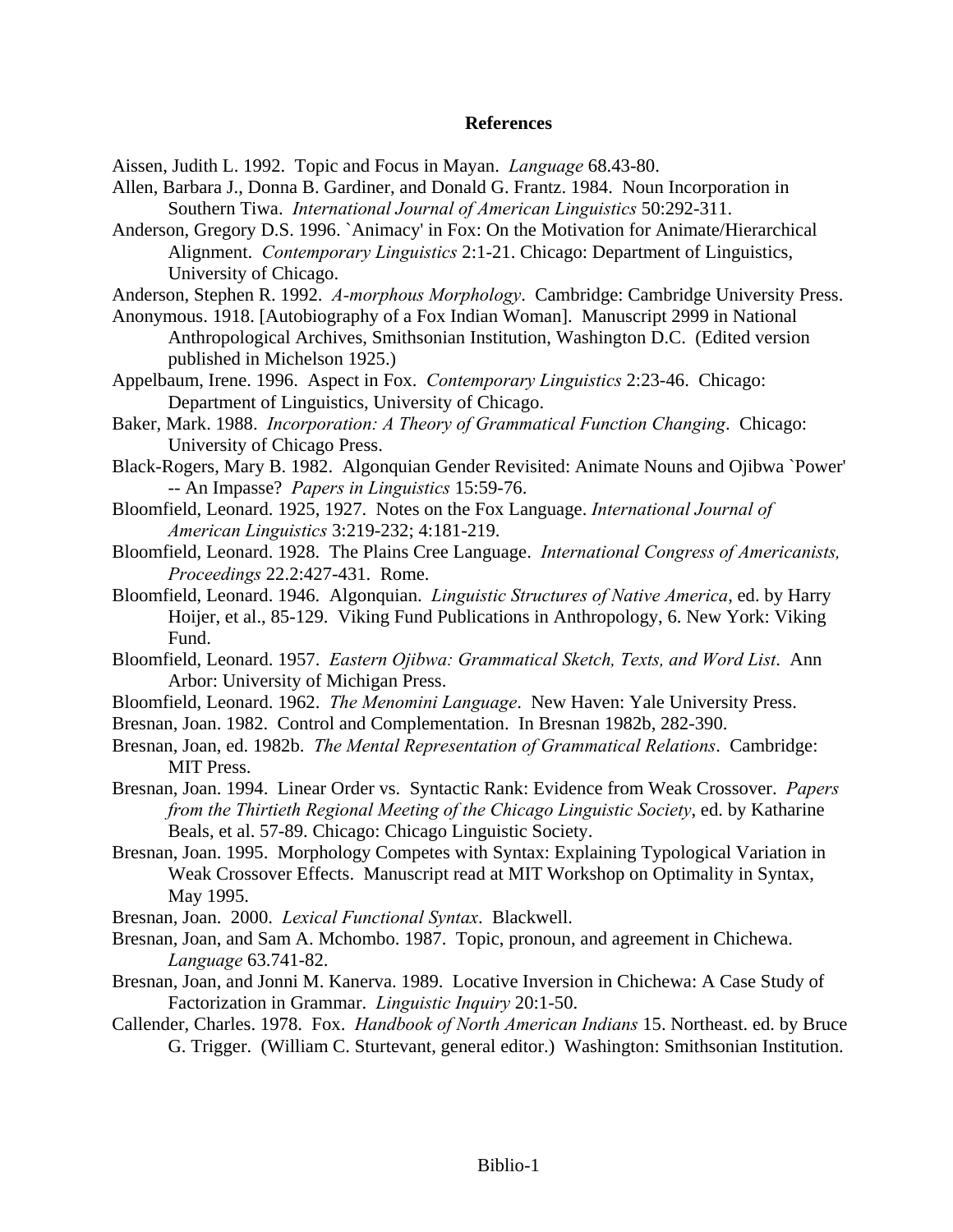# References

Aissen, Judith L. 1992. Topic and Focus in Mayan. *Language* 68.43-80.

Allen, Barbara J., Donna B. Gardiner, and Donald G. Frantz. 1984. Noun Incorporation in Southern Tiwa. *International Journal of American Linguistics* 50:292-311.

Anderson, Gregory D.S. 1996. `Animacy' in Fox: On the Motivation for Animate/Hierarchical Alignment. *Contemporary Linguistics* 2:1-21. Chicago: Department of Linguistics, University of Chicago.

Anderson, Stephen R. 1992. *A-morphous Morphology*. Cambridge: Cambridge University Press.

Anonymous. 1918. [Autobiography of a Fox Indian Woman]. Manuscript 2999 in National Anthropological Archives, Smithsonian Institution, Washington D.C. (Edited version published in Michelson 1925.)

Appelbaum, Irene. 1996. Aspect in Fox. *Contemporary Linguistics* 2:23-46. Chicago: Department of Linguistics, University of Chicago.

Baker, Mark. 1988. *Incorporation: A Theory of Grammatical Function Changing*. Chicago: University of Chicago Press.

Black-Rogers, Mary B. 1982. Algonquian Gender Revisited: Animate Nouns and Ojibwa `Power' -- An Impasse? *Papers in Linguistics* 15:59-76.

Bloomfield, Leonard. 1925, 1927. Notes on the Fox Language. *International Journal of American Linguistics* 3:219-232; 4:181-219.

Bloomfield, Leonard. 1928. The Plains Cree Language. *International Congress of Americanists, Proceedings* 22.2:427-431. Rome.

Bloomfield, Leonard. 1946. Algonquian. *Linguistic Structures of Native America*, ed. by Harry Hoijer, et al., 85-129. Viking Fund Publications in Anthropology, 6. New York: Viking Fund.

Bloomfield, Leonard. 1957. *Eastern Ojibwa: Grammatical Sketch, Texts, and Word List*. Ann Arbor: University of Michigan Press.

Bloomfield, Leonard. 1962. *The Menomini Language*. New Haven: Yale University Press.

Bresnan, Joan. 1982. Control and Complementation. In Bresnan 1982b, 282-390.

Bresnan, Joan, ed. 1982b. *The Mental Representation of Grammatical Relations*. Cambridge: MIT Press.

Bresnan, Joan. 1994. Linear Order vs. Syntactic Rank: Evidence from Weak Crossover. *Papers from the Thirtieth Regional Meeting of the Chicago Linguistic Society*, ed. by Katharine Beals, et al. 57-89. Chicago: Chicago Linguistic Society.

Bresnan, Joan. 1995. Morphology Competes with Syntax: Explaining Typological Variation in Weak Crossover Effects. Manuscript read at MIT Workshop on Optimality in Syntax, May 1995.

Bresnan, Joan. 2000. *Lexical Functional Syntax*. Blackwell.

Bresnan, Joan, and Sam A. Mchombo. 1987. Topic, pronoun, and agreement in Chichewa. *Language* 63.741-82.

Bresnan, Joan, and Jonni M. Kanerva. 1989. Locative Inversion in Chichewa: A Case Study of Factorization in Grammar. *Linguistic Inquiry* 20:1-50.

Callender, Charles. 1978. Fox. *Handbook of North American Indians* 15. Northeast. ed. by Bruce G. Trigger. (William C. Sturtevant, general editor.) Washington: Smithsonian Institution.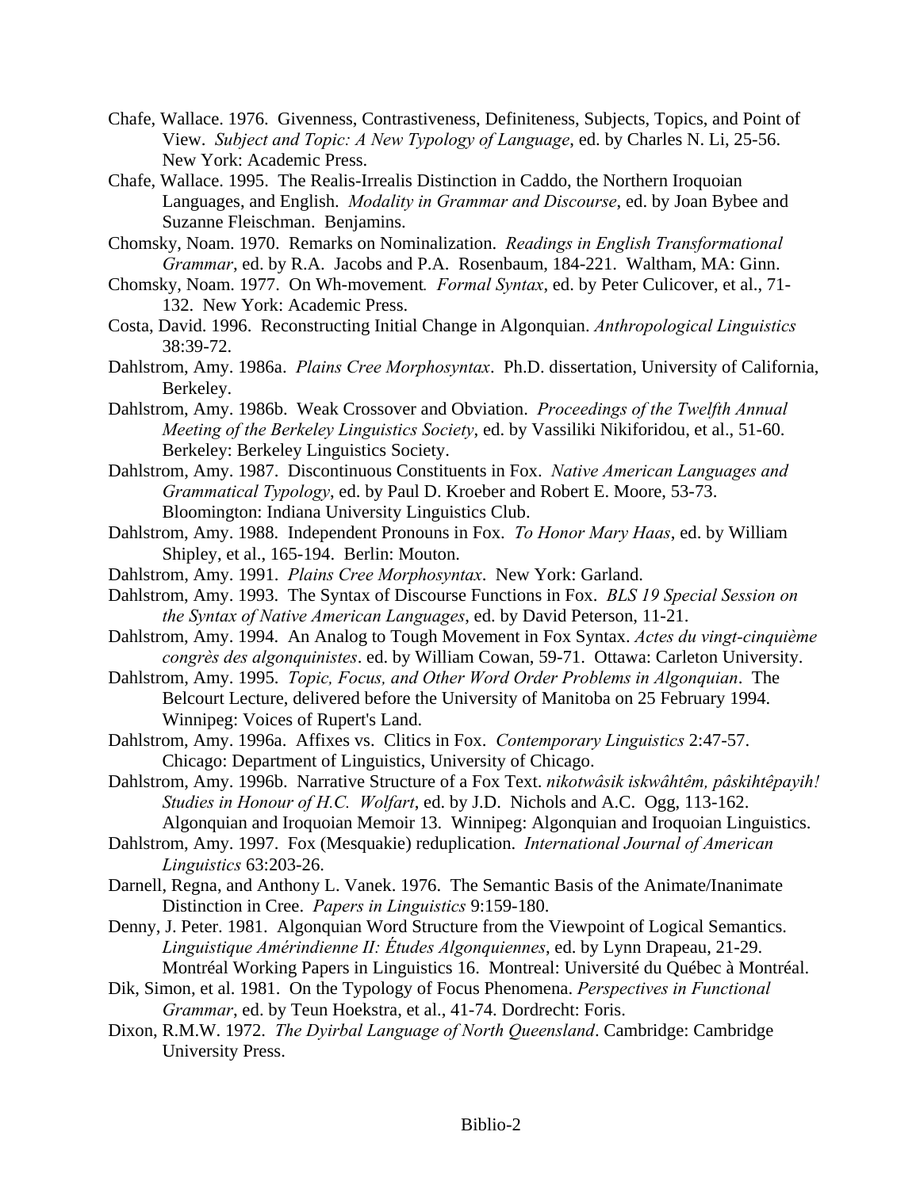Chafe, Wallace. 1976. Givenness, Contrastiveness, Definiteness, Subjects, Topics, and Point of View. *Subject and Topic: A New Typology of Language*, ed. by Charles N. Li, 25-56. New York: Academic Press.

Chafe, Wallace. 1995. The Realis-Irrealis Distinction in Caddo, the Northern Iroquoian Languages, and English. *Modality in Grammar and Discourse*, ed. by Joan Bybee and Suzanne Fleischman. Benjamins.

Chomsky, Noam. 1970. Remarks on Nominalization. *Readings in English Transformational Grammar*, ed. by R.A. Jacobs and P.A. Rosenbaum, 184-221. Waltham, MA: Ginn.

Chomsky, Noam. 1977. On Wh-movement. *Formal Syntax*, ed. by Peter Culicover, et al., 71-132. New York: Academic Press.

Costa, David. 1996. Reconstructing Initial Change in Algonquian. *Anthropological Linguistics* 38:39-72.

Dahlstrom, Amy. 1986a. *Plains Cree Morphosyntax*. Ph.D. dissertation, University of California, Berkeley.

Dahlstrom, Amy. 1986b. Weak Crossover and Obviation. *Proceedings of the Twelfth Annual Meeting of the Berkeley Linguistics Society*, ed. by Vassiliki Nikiforidou, et al., 51-60. Berkeley: Berkeley Linguistics Society.

Dahlstrom, Amy. 1987. Discontinuous Constituents in Fox. *Native American Languages and Grammatical Typology*, ed. by Paul D. Kroeber and Robert E. Moore, 53-73. Bloomington: Indiana University Linguistics Club.

Dahlstrom, Amy. 1988. Independent Pronouns in Fox. *To Honor Mary Haas*, ed. by William Shipley, et al., 165-194. Berlin: Mouton.

Dahlstrom, Amy. 1991. *Plains Cree Morphosyntax*. New York: Garland.

Dahlstrom, Amy. 1993. The Syntax of Discourse Functions in Fox. *BLS 19 Special Session on the Syntax of Native American Languages*, ed. by David Peterson, 11-21.

Dahlstrom, Amy. 1994. An Analog to Tough Movement in Fox Syntax. *Actes du vingt-cinquième congrès des algonquinistes*. ed. by William Cowan, 59-71. Ottawa: Carleton University.

Dahlstrom, Amy. 1995. *Topic, Focus, and Other Word Order Problems in Algonquian*. The Belcourt Lecture, delivered before the University of Manitoba on 25 February 1994. Winnipeg: Voices of Rupert's Land.

Dahlstrom, Amy. 1996a. Affixes vs. Clitics in Fox. *Contemporary Linguistics* 2:47-57. Chicago: Department of Linguistics, University of Chicago.

Dahlstrom, Amy. 1996b. Narrative Structure of a Fox Text. *nikotwâsik iskwâhtêm, pâskihtêpayih! Studies in Honour of H.C. Wolfart*, ed. by J.D. Nichols and A.C. Ogg, 113-162. Algonquian and Iroquoian Memoir 13. Winnipeg: Algonquian and Iroquoian Linguistics.

Dahlstrom, Amy. 1997. Fox (Mesquakie) reduplication. *International Journal of American Linguistics* 63:203-26.

Darnell, Regna, and Anthony L. Vanek. 1976. The Semantic Basis of the Animate/Inanimate Distinction in Cree. *Papers in Linguistics* 9:159-180.

Denny, J. Peter. 1981. Algonquian Word Structure from the Viewpoint of Logical Semantics. *Linguistique Amérindienne II: Études Algonquiennes*, ed. by Lynn Drapeau, 21-29. Montréal Working Papers in Linguistics 16. Montreal: Université du Québec à Montréal.

Dik, Simon, et al. 1981. On the Typology of Focus Phenomena. *Perspectives in Functional Grammar*, ed. by Teun Hoekstra, et al., 41-74. Dordrecht: Foris.

Dixon, R.M.W. 1972. *The Dyirbal Language of North Queensland*. Cambridge: Cambridge University Press.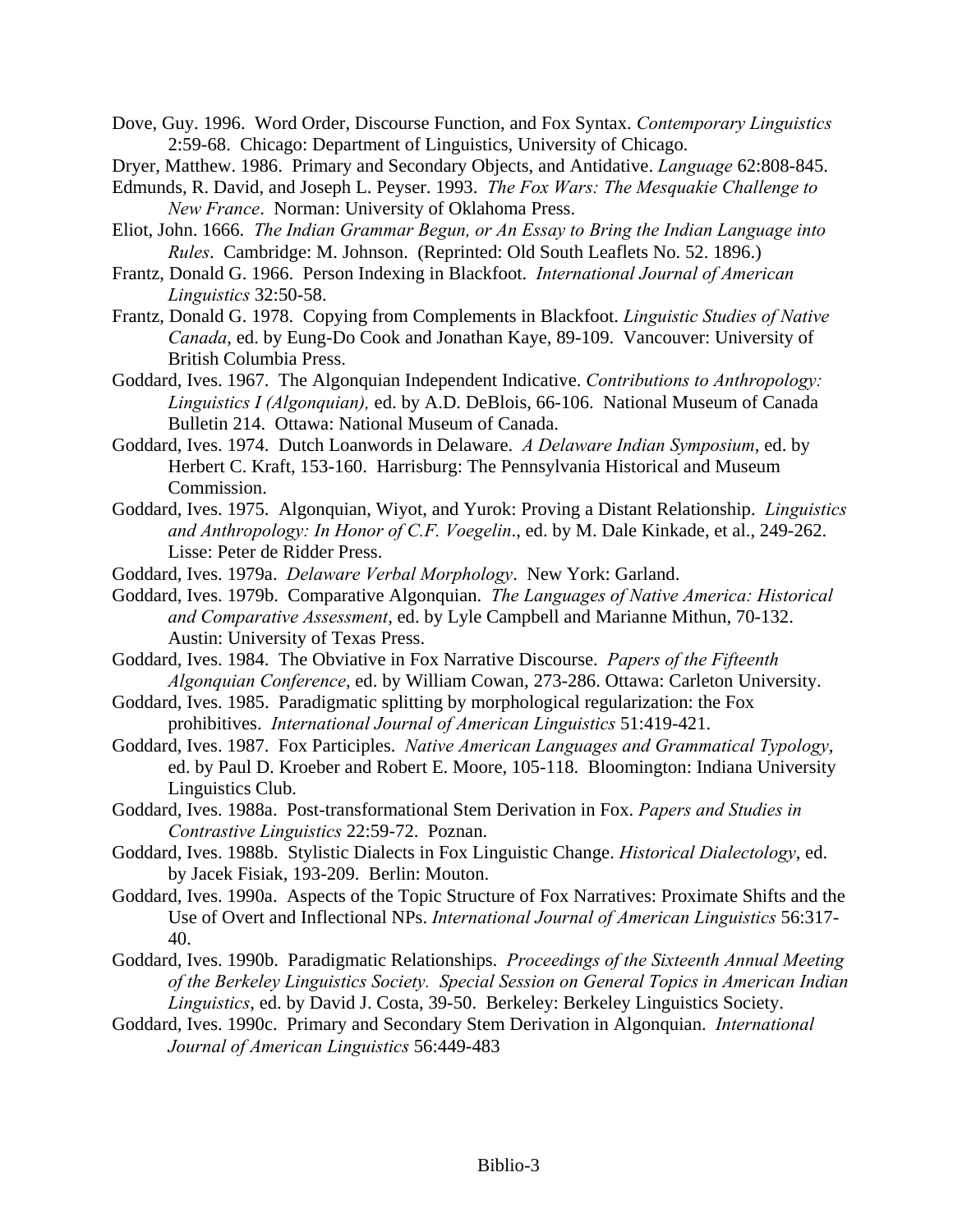Dove, Guy. 1996. Word Order, Discourse Function, and Fox Syntax. *Contemporary Linguistics* 2:59-68. Chicago: Department of Linguistics, University of Chicago.

Dryer, Matthew. 1986. Primary and Secondary Objects, and Antidative. *Language* 62:808-845.

Edmunds, R. David, and Joseph L. Peyser. 1993. *The Fox Wars: The Mesquakie Challenge to New France*. Norman: University of Oklahoma Press.

Eliot, John. 1666. *The Indian Grammar Begun, or An Essay to Bring the Indian Language into Rules*. Cambridge: M. Johnson. (Reprinted: Old South Leaflets No. 52. 1896.)

Frantz, Donald G. 1966. Person Indexing in Blackfoot. *International Journal of American Linguistics* 32:50-58.

Frantz, Donald G. 1978. Copying from Complements in Blackfoot. *Linguistic Studies of Native Canada*, ed. by Eung-Do Cook and Jonathan Kaye, 89-109. Vancouver: University of British Columbia Press.

Goddard, Ives. 1967. The Algonquian Independent Indicative. *Contributions to Anthropology: Linguistics I (Algonquian),* ed. by A.D. DeBlois, 66-106. National Museum of Canada Bulletin 214. Ottawa: National Museum of Canada.

Goddard, Ives. 1974. Dutch Loanwords in Delaware. *A Delaware Indian Symposium*, ed. by Herbert C. Kraft, 153-160. Harrisburg: The Pennsylvania Historical and Museum Commission.

Goddard, Ives. 1975. Algonquian, Wiyot, and Yurok: Proving a Distant Relationship. *Linguistics and Anthropology: In Honor of C.F. Voegelin*., ed. by M. Dale Kinkade, et al., 249-262. Lisse: Peter de Ridder Press.

Goddard, Ives. 1979a. *Delaware Verbal Morphology*. New York: Garland.

Goddard, Ives. 1979b. Comparative Algonquian. *The Languages of Native America: Historical and Comparative Assessment*, ed. by Lyle Campbell and Marianne Mithun, 70-132. Austin: University of Texas Press.

Goddard, Ives. 1984. The Obviative in Fox Narrative Discourse. *Papers of the Fifteenth Algonquian Conference*, ed. by William Cowan, 273-286. Ottawa: Carleton University.

Goddard, Ives. 1985. Paradigmatic splitting by morphological regularization: the Fox prohibitives. *International Journal of American Linguistics* 51:419-421.

Goddard, Ives. 1987. Fox Participles. *Native American Languages and Grammatical Typology*, ed. by Paul D. Kroeber and Robert E. Moore, 105-118. Bloomington: Indiana University Linguistics Club.

Goddard, Ives. 1988a. Post-transformational Stem Derivation in Fox. *Papers and Studies in Contrastive Linguistics* 22:59-72. Poznan.

Goddard, Ives. 1988b. Stylistic Dialects in Fox Linguistic Change. *Historical Dialectology*, ed. by Jacek Fisiak, 193-209. Berlin: Mouton.

Goddard, Ives. 1990a. Aspects of the Topic Structure of Fox Narratives: Proximate Shifts and the Use of Overt and Inflectional NPs. *International Journal of American Linguistics* 56:317-40.

Goddard, Ives. 1990b. Paradigmatic Relationships. *Proceedings of the Sixteenth Annual Meeting of the Berkeley Linguistics Society. Special Session on General Topics in American Indian Linguistics*, ed. by David J. Costa, 39-50. Berkeley: Berkeley Linguistics Society.

Goddard, Ives. 1990c. Primary and Secondary Stem Derivation in Algonquian. *International Journal of American Linguistics* 56:449-483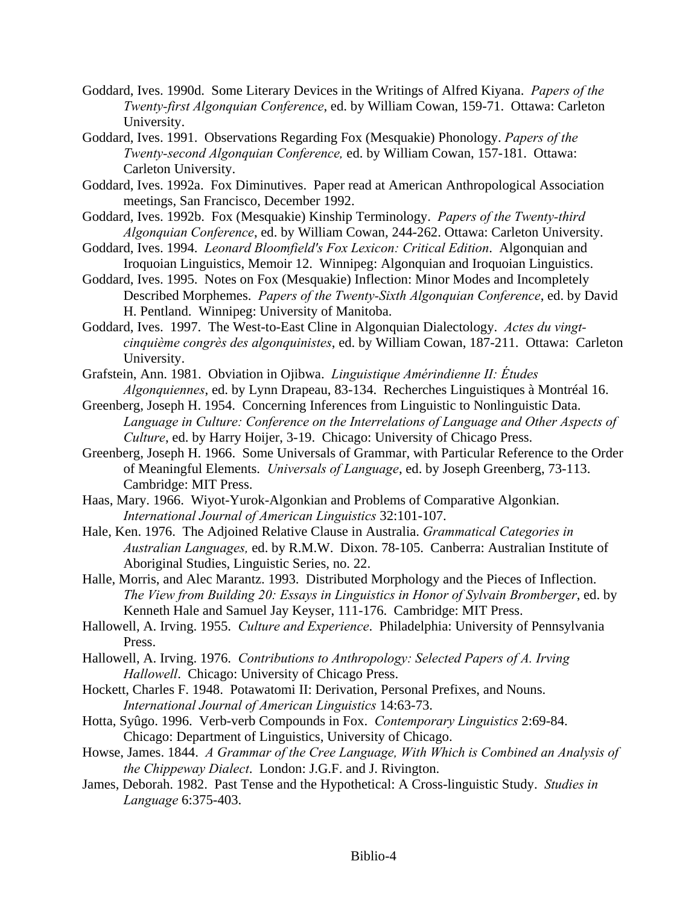Goddard, Ives. 1990d. Some Literary Devices in the Writings of Alfred Kiyana. *Papers of the Twenty-first Algonquian Conference*, ed. by William Cowan, 159-71. Ottawa: Carleton University.

Goddard, Ives. 1991. Observations Regarding Fox (Mesquakie) Phonology. *Papers of the Twenty-second Algonquian Conference,* ed. by William Cowan, 157-181. Ottawa: Carleton University.

Goddard, Ives. 1992a. Fox Diminutives. Paper read at American Anthropological Association meetings, San Francisco, December 1992.

Goddard, Ives. 1992b. Fox (Mesquakie) Kinship Terminology. *Papers of the Twenty-third Algonquian Conference*, ed. by William Cowan, 244-262. Ottawa: Carleton University.

Goddard, Ives. 1994. *Leonard Bloomfield's Fox Lexicon: Critical Edition*. Algonquian and Iroquoian Linguistics, Memoir 12. Winnipeg: Algonquian and Iroquoian Linguistics.

Goddard, Ives. 1995. Notes on Fox (Mesquakie) Inflection: Minor Modes and Incompletely Described Morphemes. *Papers of the Twenty-Sixth Algonquian Conference*, ed. by David H. Pentland. Winnipeg: University of Manitoba.

Goddard, Ives. 1997. The West-to-East Cline in Algonquian Dialectology. *Actes du vingt-cinquième congrès des algonquinistes*, ed. by William Cowan, 187-211. Ottawa: Carleton University.

Grafstein, Ann. 1981. Obviation in Ojibwa. *Linguistique Amérindienne II: Études Algonquiennes*, ed. by Lynn Drapeau, 83-134. Recherches Linguistiques à Montréal 16.

Greenberg, Joseph H. 1954. Concerning Inferences from Linguistic to Nonlinguistic Data. *Language in Culture: Conference on the Interrelations of Language and Other Aspects of Culture*, ed. by Harry Hoijer, 3-19. Chicago: University of Chicago Press.

Greenberg, Joseph H. 1966. Some Universals of Grammar, with Particular Reference to the Order of Meaningful Elements. *Universals of Language*, ed. by Joseph Greenberg, 73-113. Cambridge: MIT Press.

Haas, Mary. 1966. Wiyot-Yurok-Algonkian and Problems of Comparative Algonkian. *International Journal of American Linguistics* 32:101-107.

Hale, Ken. 1976. The Adjoined Relative Clause in Australia. *Grammatical Categories in Australian Languages,* ed. by R.M.W. Dixon. 78-105. Canberra: Australian Institute of Aboriginal Studies, Linguistic Series, no. 22.

Halle, Morris, and Alec Marantz. 1993. Distributed Morphology and the Pieces of Inflection. *The View from Building 20: Essays in Linguistics in Honor of Sylvain Bromberger*, ed. by Kenneth Hale and Samuel Jay Keyser, 111-176. Cambridge: MIT Press.

Hallowell, A. Irving. 1955. *Culture and Experience*. Philadelphia: University of Pennsylvania Press.

Hallowell, A. Irving. 1976. *Contributions to Anthropology: Selected Papers of A. Irving Hallowell*. Chicago: University of Chicago Press.

Hockett, Charles F. 1948. Potawatomi II: Derivation, Personal Prefixes, and Nouns. *International Journal of American Linguistics* 14:63-73.

Hotta, Syûgo. 1996. Verb-verb Compounds in Fox. *Contemporary Linguistics* 2:69-84. Chicago: Department of Linguistics, University of Chicago.

Howse, James. 1844. *A Grammar of the Cree Language, With Which is Combined an Analysis of the Chippeway Dialect*. London: J.G.F. and J. Rivington.

James, Deborah. 1982. Past Tense and the Hypothetical: A Cross-linguistic Study. *Studies in Language* 6:375-403.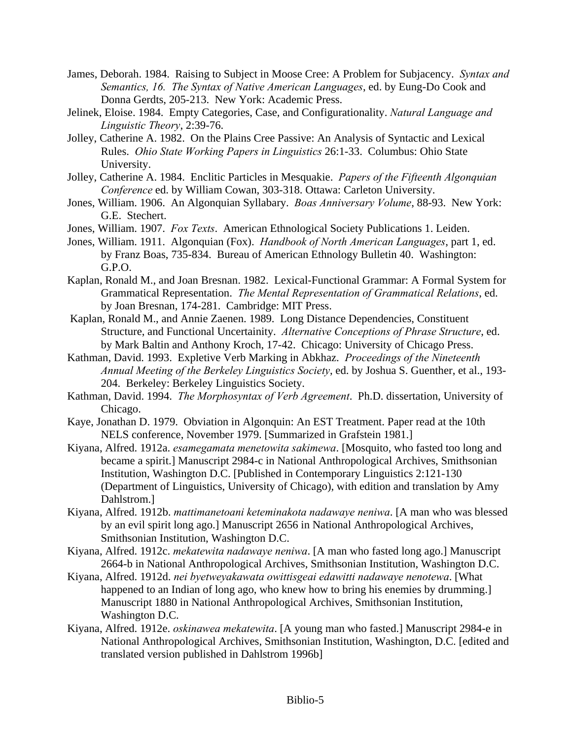James, Deborah. 1984. Raising to Subject in Moose Cree: A Problem for Subjacency. *Syntax and Semantics, 16. The Syntax of Native American Languages*, ed. by Eung-Do Cook and Donna Gerdts, 205-213. New York: Academic Press.

Jelinek, Eloise. 1984. Empty Categories, Case, and Configurationality. *Natural Language and Linguistic Theory*, 2:39-76.

Jolley, Catherine A. 1982. On the Plains Cree Passive: An Analysis of Syntactic and Lexical Rules. *Ohio State Working Papers in Linguistics* 26:1-33. Columbus: Ohio State University.

Jolley, Catherine A. 1984. Enclitic Particles in Mesquakie. *Papers of the Fifteenth Algonquian Conference* ed. by William Cowan, 303-318. Ottawa: Carleton University.

Jones, William. 1906. An Algonquian Syllabary. *Boas Anniversary Volume*, 88-93. New York: G.E. Stechert.

Jones, William. 1907. *Fox Texts*. American Ethnological Society Publications 1. Leiden.

Jones, William. 1911. Algonquian (Fox). *Handbook of North American Languages*, part 1, ed. by Franz Boas, 735-834. Bureau of American Ethnology Bulletin 40. Washington: G.P.O.

Kaplan, Ronald M., and Joan Bresnan. 1982. Lexical-Functional Grammar: A Formal System for Grammatical Representation. *The Mental Representation of Grammatical Relations*, ed. by Joan Bresnan, 174-281. Cambridge: MIT Press.

Kaplan, Ronald M., and Annie Zaenen. 1989. Long Distance Dependencies, Constituent Structure, and Functional Uncertainity. *Alternative Conceptions of Phrase Structure*, ed. by Mark Baltin and Anthony Kroch, 17-42. Chicago: University of Chicago Press.

Kathman, David. 1993. Expletive Verb Marking in Abkhaz. *Proceedings of the Nineteenth Annual Meeting of the Berkeley Linguistics Society*, ed. by Joshua S. Guenther, et al., 193-204. Berkeley: Berkeley Linguistics Society.

Kathman, David. 1994. *The Morphosyntax of Verb Agreement*. Ph.D. dissertation, University of Chicago.

Kaye, Jonathan D. 1979. Obviation in Algonquin: An EST Treatment. Paper read at the 10th NELS conference, November 1979. [Summarized in Grafstein 1981.]

Kiyana, Alfred. 1912a. *esamegamata menetowita sakimewa*. [Mosquito, who fasted too long and became a spirit.] Manuscript 2984-c in National Anthropological Archives, Smithsonian Institution, Washington D.C. [Published in Contemporary Linguistics 2:121-130 (Department of Linguistics, University of Chicago), with edition and translation by Amy Dahlstrom.]

Kiyana, Alfred. 1912b. *mattimanetoani keteminakota nadawaye neniwa*. [A man who was blessed by an evil spirit long ago.] Manuscript 2656 in National Anthropological Archives, Smithsonian Institution, Washington D.C.

Kiyana, Alfred. 1912c. *mekatewita nadawaye neniwa*. [A man who fasted long ago.] Manuscript 2664-b in National Anthropological Archives, Smithsonian Institution, Washington D.C.

Kiyana, Alfred. 1912d. *nei byetweyakawata owittisgeai edawitti nadawaye nenotewa*. [What happened to an Indian of long ago, who knew how to bring his enemies by drumming.] Manuscript 1880 in National Anthropological Archives, Smithsonian Institution, Washington D.C.

Kiyana, Alfred. 1912e. *oskinawea mekatewita*. [A young man who fasted.] Manuscript 2984-e in National Anthropological Archives, Smithsonian Institution, Washington, D.C. [edited and translated version published in Dahlstrom 1996b]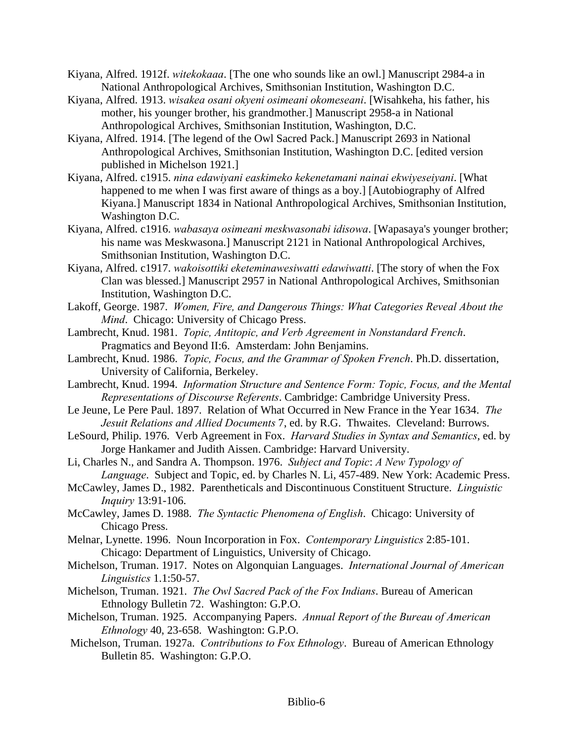Kiyana, Alfred. 1912f. *witekokaaa*. [The one who sounds like an owl.] Manuscript 2984-a in National Anthropological Archives, Smithsonian Institution, Washington D.C.

Kiyana, Alfred. 1913. *wisakea osani okyeni osimeani okomeseani*. [Wisahkeha, his father, his mother, his younger brother, his grandmother.] Manuscript 2958-a in National Anthropological Archives, Smithsonian Institution, Washington, D.C.

Kiyana, Alfred. 1914. [The legend of the Owl Sacred Pack.] Manuscript 2693 in National Anthropological Archives, Smithsonian Institution, Washington D.C. [edited version published in Michelson 1921.]

Kiyana, Alfred. c1915. *nina edawiyani easkimeko kekenetamani nainai ekwiyeseiyani*. [What happened to me when I was first aware of things as a boy.] [Autobiography of Alfred Kiyana.] Manuscript 1834 in National Anthropological Archives, Smithsonian Institution, Washington D.C.

Kiyana, Alfred. c1916. *wabasaya osimeani meskwasonabi idisowa*. [Wapasaya's younger brother; his name was Meskwasona.] Manuscript 2121 in National Anthropological Archives, Smithsonian Institution, Washington D.C.

Kiyana, Alfred. c1917. *wakoisottiki eketeminawesiwatti edawiwatti*. [The story of when the Fox Clan was blessed.] Manuscript 2957 in National Anthropological Archives, Smithsonian Institution, Washington D.C.

Lakoff, George. 1987. *Women, Fire, and Dangerous Things: What Categories Reveal About the Mind*. Chicago: University of Chicago Press.

Lambrecht, Knud. 1981. *Topic, Antitopic, and Verb Agreement in Nonstandard French*. Pragmatics and Beyond II:6. Amsterdam: John Benjamins.

Lambrecht, Knud. 1986. *Topic, Focus, and the Grammar of Spoken French*. Ph.D. dissertation, University of California, Berkeley.

Lambrecht, Knud. 1994. *Information Structure and Sentence Form: Topic, Focus, and the Mental Representations of Discourse Referents*. Cambridge: Cambridge University Press.

Le Jeune, Le Pere Paul. 1897. Relation of What Occurred in New France in the Year 1634. *The Jesuit Relations and Allied Documents* 7, ed. by R.G. Thwaites. Cleveland: Burrows.

LeSourd, Philip. 1976. Verb Agreement in Fox. *Harvard Studies in Syntax and Semantics*, ed. by Jorge Hankamer and Judith Aissen. Cambridge: Harvard University.

Li, Charles N., and Sandra A. Thompson. 1976. *Subject and Topic*: *A New Typology of Language*. Subject and Topic, ed. by Charles N. Li, 457-489. New York: Academic Press.

McCawley, James D., 1982. Parentheticals and Discontinuous Constituent Structure. *Linguistic Inquiry* 13:91-106.

McCawley, James D. 1988. *The Syntactic Phenomena of English*. Chicago: University of Chicago Press.

Melnar, Lynette. 1996. Noun Incorporation in Fox. *Contemporary Linguistics* 2:85-101. Chicago: Department of Linguistics, University of Chicago.

Michelson, Truman. 1917. Notes on Algonquian Languages. *International Journal of American Linguistics* 1.1:50-57.

Michelson, Truman. 1921. *The Owl Sacred Pack of the Fox Indians*. Bureau of American Ethnology Bulletin 72. Washington: G.P.O.

Michelson, Truman. 1925. Accompanying Papers. *Annual Report of the Bureau of American Ethnology* 40, 23-658. Washington: G.P.O.

Michelson, Truman. 1927a. *Contributions to Fox Ethnology*. Bureau of American Ethnology Bulletin 85. Washington: G.P.O.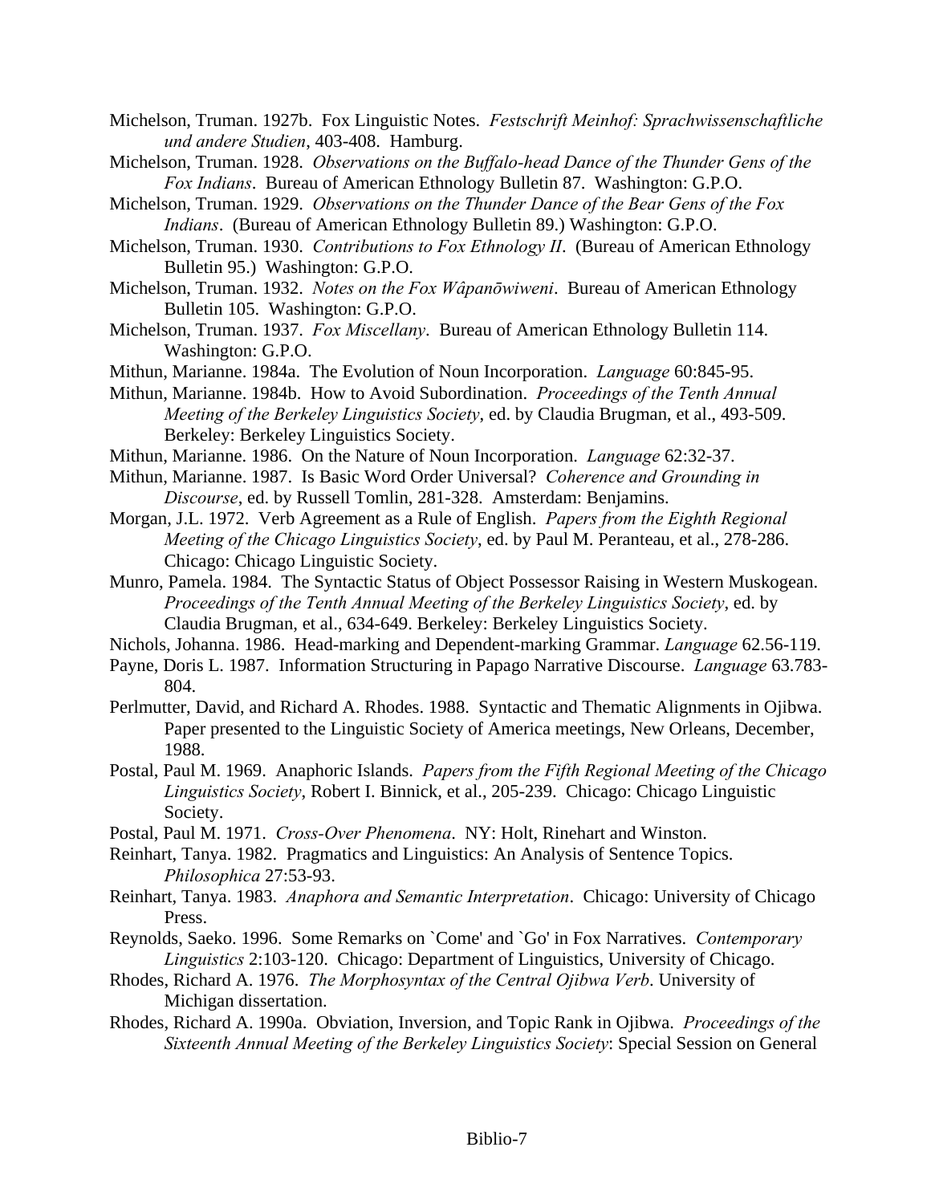Michelson, Truman. 1927b. Fox Linguistic Notes. *Festschrift Meinhof: Sprachwissenschaftliche und andere Studien*, 403-408. Hamburg.

Michelson, Truman. 1928. *Observations on the Buffalo-head Dance of the Thunder Gens of the Fox Indians*. Bureau of American Ethnology Bulletin 87. Washington: G.P.O.

Michelson, Truman. 1929. *Observations on the Thunder Dance of the Bear Gens of the Fox Indians*. (Bureau of American Ethnology Bulletin 89.) Washington: G.P.O.

Michelson, Truman. 1930. *Contributions to Fox Ethnology II*. (Bureau of American Ethnology Bulletin 95.) Washington: G.P.O.

Michelson, Truman. 1932. *Notes on the Fox Wâpanōwiweni*. Bureau of American Ethnology Bulletin 105. Washington: G.P.O.

Michelson, Truman. 1937. *Fox Miscellany*. Bureau of American Ethnology Bulletin 114. Washington: G.P.O.

Mithun, Marianne. 1984a. The Evolution of Noun Incorporation. *Language* 60:845-95.

Mithun, Marianne. 1984b. How to Avoid Subordination. *Proceedings of the Tenth Annual Meeting of the Berkeley Linguistics Society*, ed. by Claudia Brugman, et al., 493-509. Berkeley: Berkeley Linguistics Society.

Mithun, Marianne. 1986. On the Nature of Noun Incorporation. *Language* 62:32-37.

Mithun, Marianne. 1987. Is Basic Word Order Universal? *Coherence and Grounding in Discourse*, ed. by Russell Tomlin, 281-328. Amsterdam: Benjamins.

Morgan, J.L. 1972. Verb Agreement as a Rule of English. *Papers from the Eighth Regional Meeting of the Chicago Linguistics Society*, ed. by Paul M. Peranteau, et al., 278-286. Chicago: Chicago Linguistic Society.

Munro, Pamela. 1984. The Syntactic Status of Object Possessor Raising in Western Muskogean. *Proceedings of the Tenth Annual Meeting of the Berkeley Linguistics Society*, ed. by Claudia Brugman, et al., 634-649. Berkeley: Berkeley Linguistics Society.

Nichols, Johanna. 1986. Head-marking and Dependent-marking Grammar. *Language* 62.56-119.

Payne, Doris L. 1987. Information Structuring in Papago Narrative Discourse. *Language* 63.783-804.

Perlmutter, David, and Richard A. Rhodes. 1988. Syntactic and Thematic Alignments in Ojibwa. Paper presented to the Linguistic Society of America meetings, New Orleans, December, 1988.

Postal, Paul M. 1969. Anaphoric Islands. *Papers from the Fifth Regional Meeting of the Chicago Linguistics Society*, Robert I. Binnick, et al., 205-239. Chicago: Chicago Linguistic Society.

Postal, Paul M. 1971. *Cross-Over Phenomena*. NY: Holt, Rinehart and Winston.

Reinhart, Tanya. 1982. Pragmatics and Linguistics: An Analysis of Sentence Topics. *Philosophica* 27:53-93.

Reinhart, Tanya. 1983. *Anaphora and Semantic Interpretation*. Chicago: University of Chicago Press.

Reynolds, Saeko. 1996. Some Remarks on `Come' and `Go' in Fox Narratives. *Contemporary Linguistics* 2:103-120. Chicago: Department of Linguistics, University of Chicago.

Rhodes, Richard A. 1976. *The Morphosyntax of the Central Ojibwa Verb*. University of Michigan dissertation.

Rhodes, Richard A. 1990a. Obviation, Inversion, and Topic Rank in Ojibwa. *Proceedings of the Sixteenth Annual Meeting of the Berkeley Linguistics Society*: Special Session on General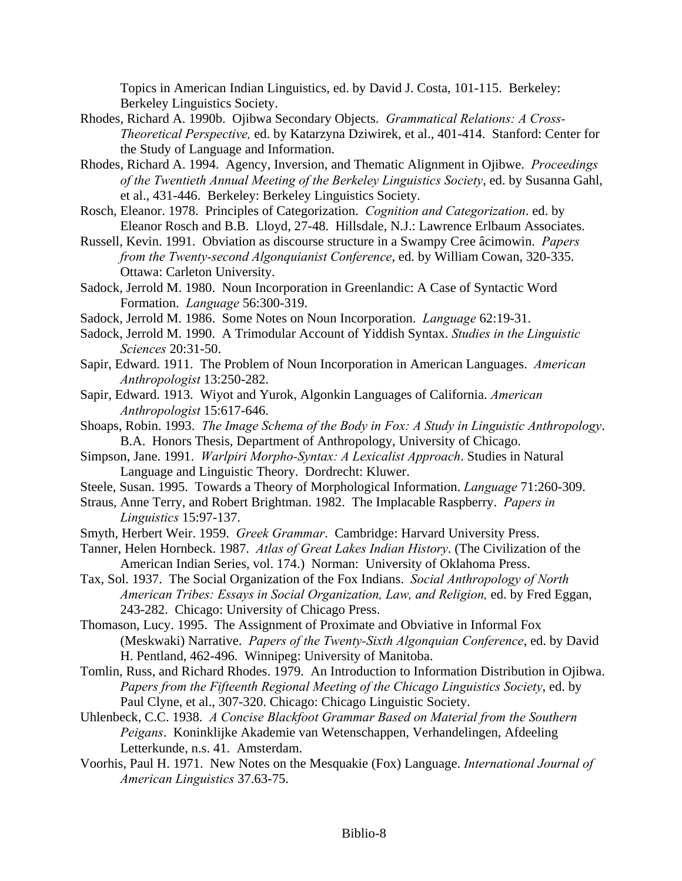Topics in American Indian Linguistics, ed. by David J. Costa, 101-115. Berkeley: Berkeley Linguistics Society.

Rhodes, Richard A. 1990b. Ojibwa Secondary Objects. *Grammatical Relations: A Cross-Theoretical Perspective,* ed. by Katarzyna Dziwirek, et al., 401-414. Stanford: Center for the Study of Language and Information.

Rhodes, Richard A. 1994. Agency, Inversion, and Thematic Alignment in Ojibwe. *Proceedings of the Twentieth Annual Meeting of the Berkeley Linguistics Society*, ed. by Susanna Gahl, et al., 431-446. Berkeley: Berkeley Linguistics Society.

Rosch, Eleanor. 1978. Principles of Categorization. *Cognition and Categorization*. ed. by Eleanor Rosch and B.B. Lloyd, 27-48. Hillsdale, N.J.: Lawrence Erlbaum Associates.

Russell, Kevin. 1991. Obviation as discourse structure in a Swampy Cree âcimowin. *Papers from the Twenty-second Algonquianist Conference*, ed. by William Cowan, 320-335. Ottawa: Carleton University.

Sadock, Jerrold M. 1980. Noun Incorporation in Greenlandic: A Case of Syntactic Word Formation. *Language* 56:300-319.

Sadock, Jerrold M. 1986. Some Notes on Noun Incorporation. *Language* 62:19-31.

Sadock, Jerrold M. 1990. A Trimodular Account of Yiddish Syntax. *Studies in the Linguistic Sciences* 20:31-50.

Sapir, Edward. 1911. The Problem of Noun Incorporation in American Languages. *American Anthropologist* 13:250-282.

Sapir, Edward. 1913. Wiyot and Yurok, Algonkin Languages of California. *American Anthropologist* 15:617-646.

Shoaps, Robin. 1993. *The Image Schema of the Body in Fox: A Study in Linguistic Anthropology*. B.A. Honors Thesis, Department of Anthropology, University of Chicago.

Simpson, Jane. 1991. *Warlpiri Morpho-Syntax: A Lexicalist Approach*. Studies in Natural Language and Linguistic Theory. Dordrecht: Kluwer.

Steele, Susan. 1995. Towards a Theory of Morphological Information. *Language* 71:260-309.

Straus, Anne Terry, and Robert Brightman. 1982. The Implacable Raspberry. *Papers in Linguistics* 15:97-137.

Smyth, Herbert Weir. 1959. *Greek Grammar*. Cambridge: Harvard University Press.

Tanner, Helen Hornbeck. 1987. *Atlas of Great Lakes Indian History*. (The Civilization of the American Indian Series, vol. 174.) Norman: University of Oklahoma Press.

Tax, Sol. 1937. The Social Organization of the Fox Indians. *Social Anthropology of North American Tribes: Essays in Social Organization, Law, and Religion,* ed. by Fred Eggan, 243-282. Chicago: University of Chicago Press.

Thomason, Lucy. 1995. The Assignment of Proximate and Obviative in Informal Fox (Meskwaki) Narrative. *Papers of the Twenty-Sixth Algonquian Conference*, ed. by David H. Pentland, 462-496. Winnipeg: University of Manitoba.

Tomlin, Russ, and Richard Rhodes. 1979. An Introduction to Information Distribution in Ojibwa. *Papers from the Fifteenth Regional Meeting of the Chicago Linguistics Society*, ed. by Paul Clyne, et al., 307-320. Chicago: Chicago Linguistic Society.

Uhlenbeck, C.C. 1938. *A Concise Blackfoot Grammar Based on Material from the Southern Peigans*. Koninklijke Akademie van Wetenschappen, Verhandelingen, Afdeeling Letterkunde, n.s. 41. Amsterdam.

Voorhis, Paul H. 1971. New Notes on the Mesquakie (Fox) Language. *International Journal of American Linguistics* 37.63-75.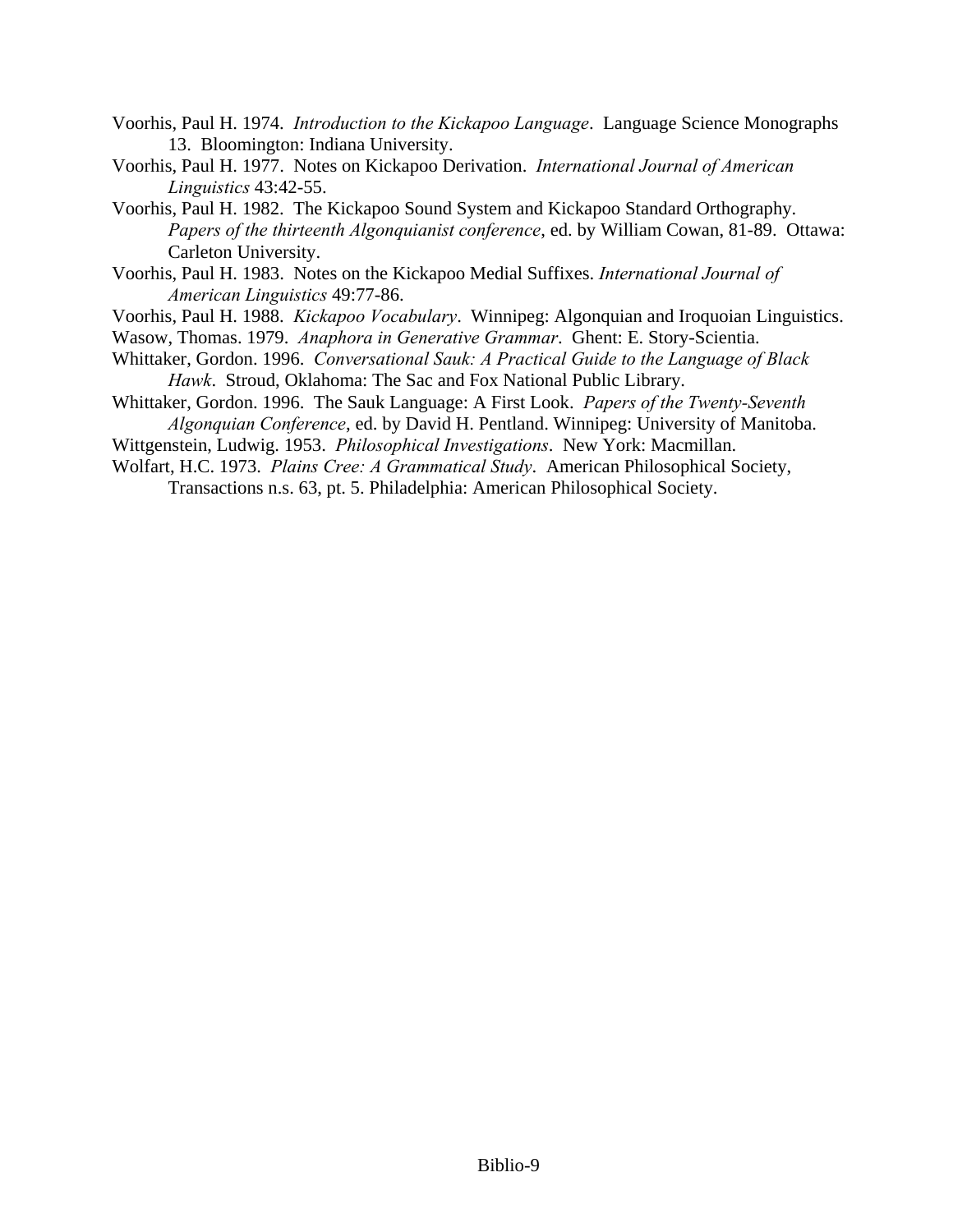Voorhis, Paul H. 1974. *Introduction to the Kickapoo Language*. Language Science Monographs 13. Bloomington: Indiana University.

Voorhis, Paul H. 1977. Notes on Kickapoo Derivation. *International Journal of American Linguistics* 43:42-55.

Voorhis, Paul H. 1982. The Kickapoo Sound System and Kickapoo Standard Orthography. *Papers of the thirteenth Algonquianist conference*, ed. by William Cowan, 81-89. Ottawa: Carleton University.

Voorhis, Paul H. 1983. Notes on the Kickapoo Medial Suffixes. *International Journal of American Linguistics* 49:77-86.

Voorhis, Paul H. 1988. *Kickapoo Vocabulary*. Winnipeg: Algonquian and Iroquoian Linguistics.

Wasow, Thomas. 1979. *Anaphora in Generative Grammar*. Ghent: E. Story-Scientia.

Whittaker, Gordon. 1996. *Conversational Sauk: A Practical Guide to the Language of Black Hawk*. Stroud, Oklahoma: The Sac and Fox National Public Library.

Whittaker, Gordon. 1996. The Sauk Language: A First Look. *Papers of the Twenty-Seventh Algonquian Conference*, ed. by David H. Pentland. Winnipeg: University of Manitoba.

Wittgenstein, Ludwig. 1953. *Philosophical Investigations*. New York: Macmillan.

Wolfart, H.C. 1973. *Plains Cree: A Grammatical Study*. American Philosophical Society, Transactions n.s. 63, pt. 5. Philadelphia: American Philosophical Society.